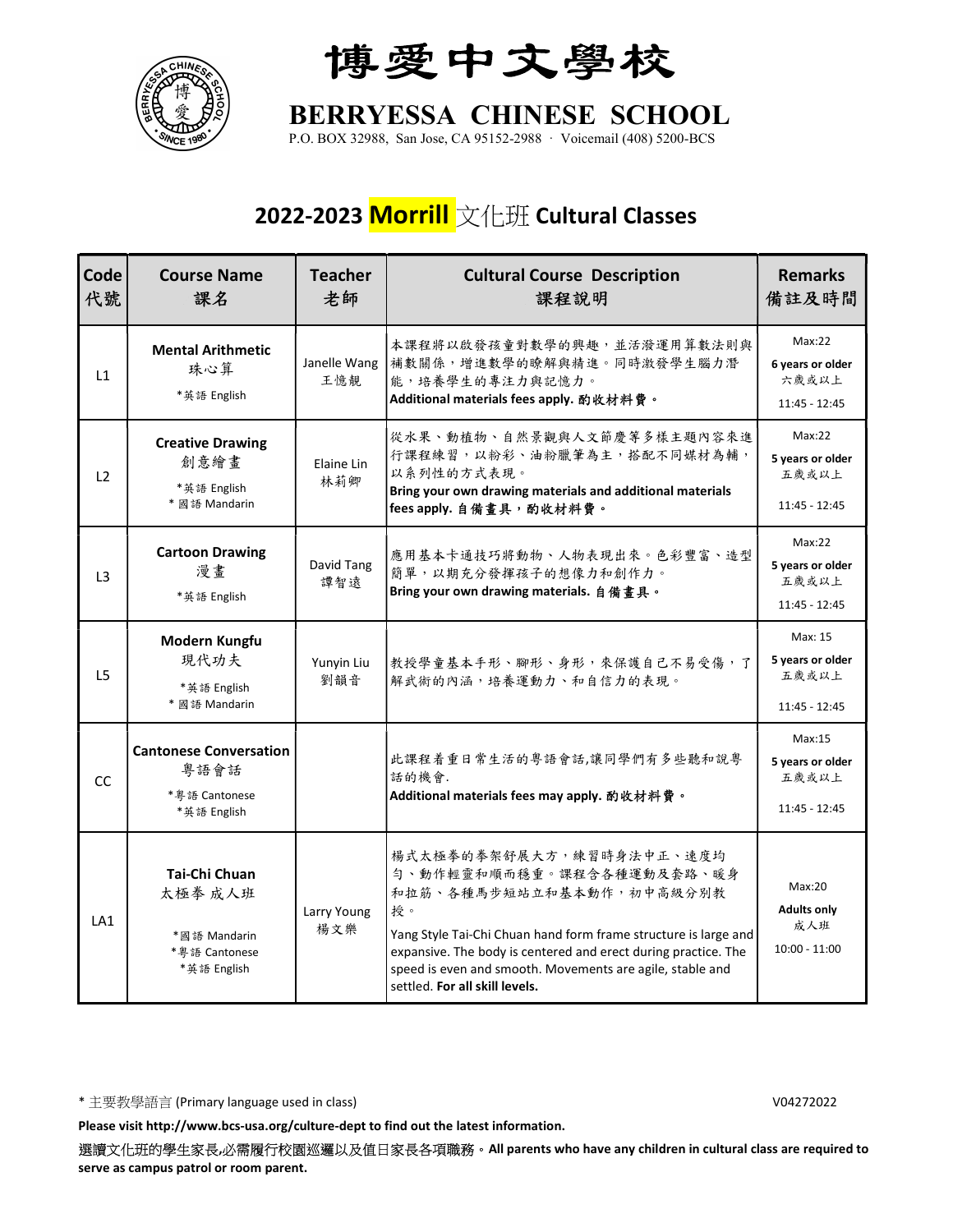# 博愛中文學校

## BERRYESSA CHINESE SCHOOL

P.O. BOX 32988, San Jose, CA 95152-2988 · Voicemail (408) 5200-BCS

## 2022-2023 Morrill 文化班 Cultural Classes

| Code 代號 | Course Name 課名 | Teacher 老師 | Cultural Course Description 課程說明 | Remarks 備註及時間 |
|---|---|---|---|---|
| L1 | **Mental Arithmetic** 珠心算 *英語 English | Janelle Wang 王憶靚 | 本課程將以啟發孩童對數學的興趣，並活潑運用算數法則與補數關係，增進數學的瞭解與精進。同時激發學生腦力潛能，培養學生的專注力與記憶力。 **Additional materials fees apply. 酌收材料費。** | Max:22 **6 years or older** 六歲或以上 11:45 - 12:45 |
| L2 | **Creative Drawing** 創意繪畫 *英語 English * 國語 Mandarin | Elaine Lin 林莉卿 | 從水果、動植物、自然景觀與人文節慶等多樣主題內容來進行課程練習，以粉彩、油粉臘筆為主，搭配不同媒材為輔，以系列性的方式表現。 **Bring your own drawing materials and additional materials fees apply. 自備畫具，酌收材料費。** | Max:22 **5 years or older** 五歲或以上 11:45 - 12:45 |
| L3 | **Cartoon Drawing** 漫畫 *英語 English | David Tang 譚智遠 | 應用基本卡通技巧將動物、人物表現出來。色彩豐富、造型簡單，以期充分發揮孩子的想像力和創作力。 **Bring your own drawing materials. 自備畫具。** | Max:22 **5 years or older** 五歲或以上 11:45 - 12:45 |
| L5 | **Modern Kungfu** 現代功夫 *英語 English * 國語 Mandarin | Yunyin Liu 劉韻音 | 教授學童基本手形、腳形、身形，來保護自己不易受傷，了解武術的內涵，培養運動力、和自信力的表現。 | Max: 15 **5 years or older** 五歲或以上 11:45 - 12:45 |
| CC | **Cantonese Conversation** 粵語會話 *粵語 Cantonese *英語 English | | 此課程着重日常生活的粵語會話,讓同學們有多些聽和說粵話的機會. **Additional materials fees may apply. 酌收材料費。** | Max:15 **5 years or older** 五歲或以上 11:45 - 12:45 |
| LA1 | **Tai-Chi Chuan** 太極拳 成人班 *國語 Mandarin *粵語 Cantonese *英語 English | Larry Young 楊文樂 | 楊式太極拳的拳架舒展大方，練習時身法中正、速度均勻、動作輕靈和順而穩重。課程含各種運動及套路、暖身和拉筋、各種馬步短站立和基本動作，初中高級分別教授。 Yang Style Tai-Chi Chuan hand form frame structure is large and expansive. The body is centered and erect during practice. The speed is even and smooth. Movements are agile, stable and settled. **For all skill levels.** | Max:20 **Adults only** 成人班 10:00 - 11:00 |

\* 主要教學語言 (Primary language used in class)

V04272022

**Please visit http://www.bcs-usa.org/culture-dept to find out the latest information.**

選讀文化班的學生家長,必需履行校園巡邏以及值日家長各項職務。**All parents who have any children in cultural class are required to serve as campus patrol or room parent.**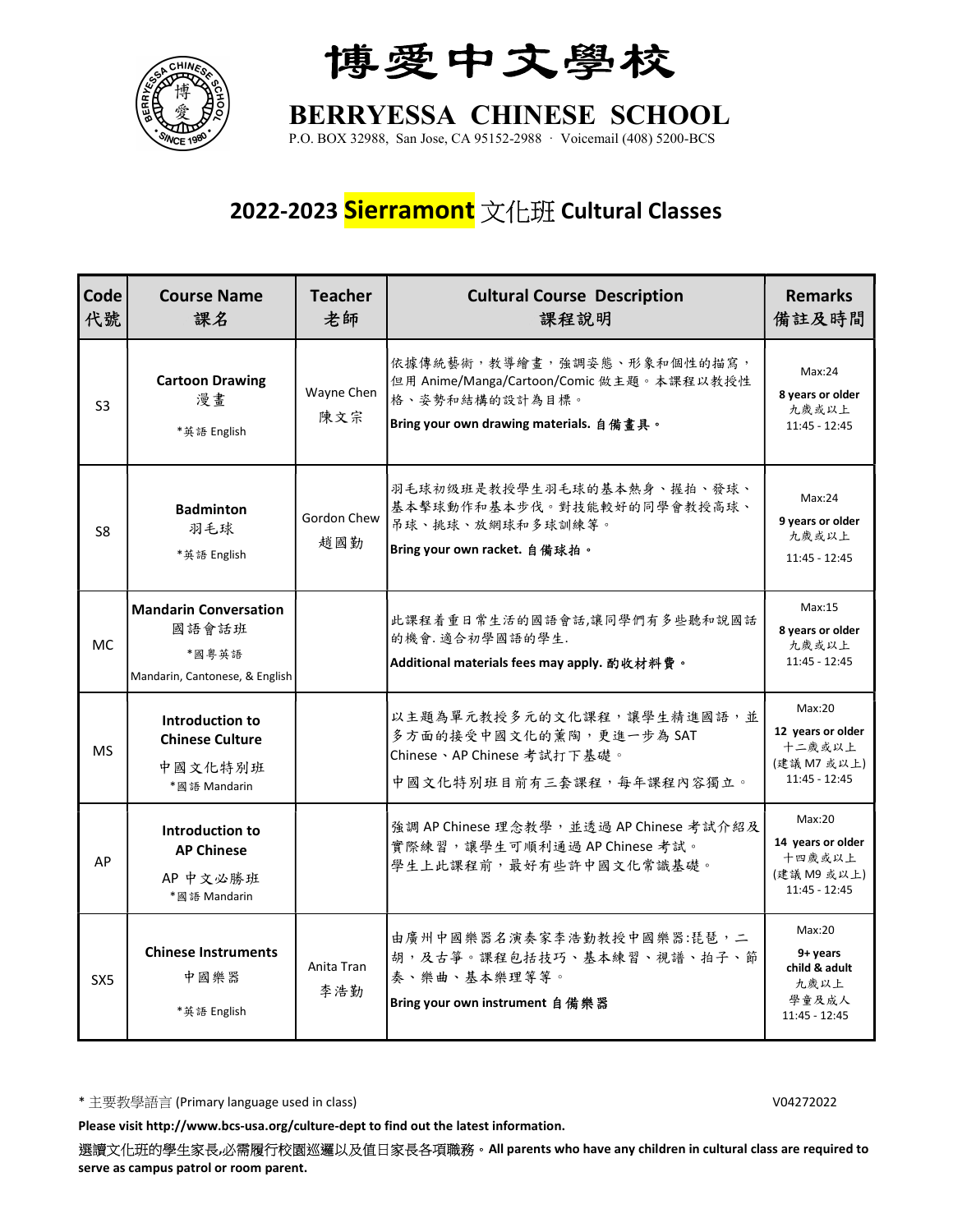# 博愛中文學校

## BERRYESSA CHINESE SCHOOL

P.O. BOX 32988, San Jose, CA 95152-2988 · Voicemail (408) 5200-BCS

## 2022-2023 Sierramont 文化班 Cultural Classes

| Code 代號 | Course Name 課名 | Teacher 老師 | Cultural Course Description 課程說明 | Remarks 備註及時間 |
|---|---|---|---|---|
| S3 | **Cartoon Drawing** 漫畫 *英語 English | Wayne Chen 陳文宗 | 依據傳統藝術，教導繪畫，強調姿態、形象和個性的描寫，但用 Anime/Manga/Cartoon/Comic 做主題。本課程以教授性格、姿勢和結構的設計為目標。 **Bring your own drawing materials. 自備畫具。** | Max:24 **8 years or older** 九歲或以上 11:45 - 12:45 |
| S8 | **Badminton** 羽毛球 *英語 English | Gordon Chew 趙國勤 | 羽毛球初级班是教授學生羽毛球的基本熱身、握拍、發球、基本擊球動作和基本步伐。對技能較好的同學會教授高球、吊球、挑球、放網球和多球訓練等。 **Bring your own racket. 自備球拍。** | Max:24 **9 years or older** 九歲或以上 11:45 - 12:45 |
| MC | **Mandarin Conversation** 國語會話班 *國粵英語 Mandarin, Cantonese, & English | | 此課程着重日常生活的國語會話,讓同學們有多些聽和說國話的機會. 適合初學國語的學生. **Additional materials fees may apply. 酌收材料費。** | Max:15 **8 years or older** 九歲或以上 11:45 - 12:45 |
| MS | **Introduction to Chinese Culture** 中國文化特別班 *國語 Mandarin | | 以主題為單元教授多元的文化課程，讓學生精進國語，並多方面的接受中國文化的薰陶，更進一步為 SAT Chinese、AP Chinese 考試打下基礎。 中國文化特別班目前有三套課程，每年課程內容獨立。 | Max:20 **12 years or older** 十二歲或以上 (建議 M7 或以上) 11:45 - 12:45 |
| AP | **Introduction to AP Chinese** AP 中文必勝班 *國語 Mandarin | | 強調 AP Chinese 理念教學，並透過 AP Chinese 考試介紹及實際練習，讓學生可順利通過 AP Chinese 考試。 學生上此課程前，最好有些許中國文化常識基礎。 | Max:20 **14 years or older** 十四歲或以上 (建議 M9 或以上) 11:45 - 12:45 |
| SX5 | **Chinese Instruments** 中國樂器 *英語 English | Anita Tran 李浩勤 | 由廣州中國樂器名演奏家李浩勤教授中國樂器:琵琶，二胡，及古箏。課程包括技巧、基本練習、視譜、拍子、節奏、樂曲、基本樂理等等。 **Bring your own instrument 自備樂器** | Max:20 **9+ years child & adult** 九歲以上 學童及成人 11:45 - 12:45 |

* 主要教學語言 (Primary language used in class) V04272022

**Please visit http://www.bcs-usa.org/culture-dept to find out the latest information.**

選讀文化班的學生家長,必需履行校園巡邏以及值日家長各項職務。**All parents who have any children in cultural class are required to serve as campus patrol or room parent.**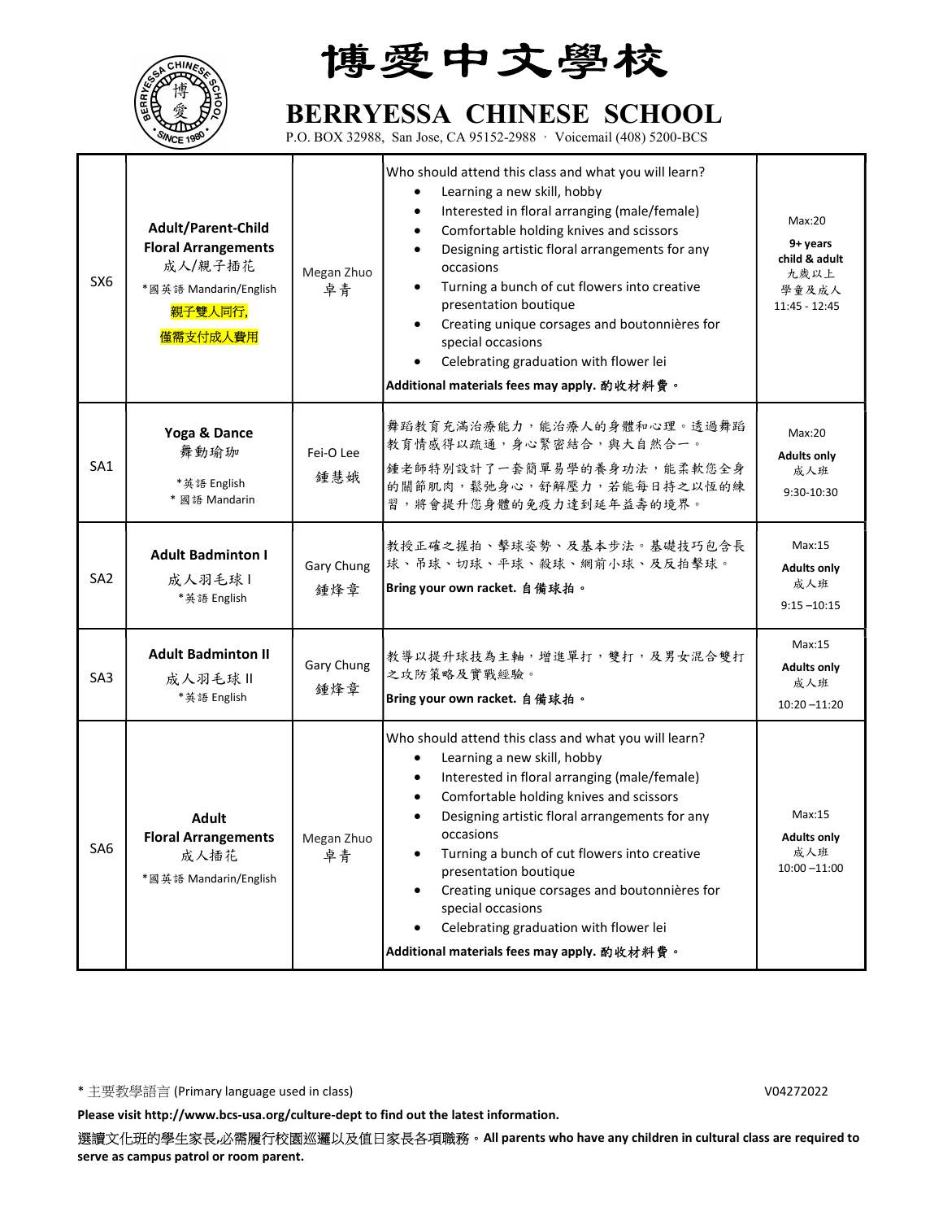# 博愛中文學校

## BERRYESSA CHINESE SCHOOL

P.O. BOX 32988, San Jose, CA 95152-2988 · Voicemail (408) 5200-BCS

| | | | | |
|---|---|---|---|---|
| SX6 | **Adult/Parent-Child Floral Arrangements**<br>成人/親子插花<br>*國英語 Mandarin/English<br>親子雙人同行,<br>僅需支付成人費用 | Megan Zhuo<br>卓青 | Who should attend this class and what you will learn?<br>• Learning a new skill, hobby<br>• Interested in floral arranging (male/female)<br>• Comfortable holding knives and scissors<br>• Designing artistic floral arrangements for any occasions<br>• Turning a bunch of cut flowers into creative presentation boutique<br>• Creating unique corsages and boutonnières for special occasions<br>• Celebrating graduation with flower lei<br>**Additional materials fees may apply. 酌收材料費。** | Max:20<br>**9+ years child & adult**<br>九歲以上<br>學童及成人<br>11:45 - 12:45 |
| SA1 | **Yoga & Dance**<br>舞動瑜珈<br>*英語 English<br>* 國語 Mandarin | Fei-O Lee<br>鍾慧娥 | 舞蹈教育充滿治療能力，能治療人的身體和心理。透過舞蹈教育情感得以疏通，身心緊密結合，與大自然合一。<br>鍾老師特別設計了一套簡單易學的養身功法，能柔軟您全身的關節肌肉，鬆弛身心，舒解壓力，若能每日持之以恆的練習，將會提升您身體的免疫力達到延年益壽的境界。 | Max:20<br>**Adults only**<br>成人班<br>9:30-10:30 |
| SA2 | **Adult Badminton I**<br>成人羽毛球 I<br>*英語 English | Gary Chung<br>鍾烽章 | 教授正確之握拍、擊球姿勢、及基本步法。基礎技巧包含長球、吊球、切球、平球、殺球、網前小球、及反拍擊球。<br>**Bring your own racket. 自備球拍。** | Max:15<br>**Adults only**<br>成人班<br>9:15 –10:15 |
| SA3 | **Adult Badminton II**<br>成人羽毛球 II<br>*英語 English | Gary Chung<br>鍾烽章 | 教導以提升球技為主軸，增進單打，雙打，及男女混合雙打之攻防策略及實戰經驗。<br>**Bring your own racket. 自備球拍。** | Max:15<br>**Adults only**<br>成人班<br>10:20 –11:20 |
| SA6 | **Adult Floral Arrangements**<br>成人插花<br>*國英語 Mandarin/English | Megan Zhuo<br>卓青 | Who should attend this class and what you will learn?<br>• Learning a new skill, hobby<br>• Interested in floral arranging (male/female)<br>• Comfortable holding knives and scissors<br>• Designing artistic floral arrangements for any occasions<br>• Turning a bunch of cut flowers into creative presentation boutique<br>• Creating unique corsages and boutonnières for special occasions<br>• Celebrating graduation with flower lei<br>**Additional materials fees may apply. 酌收材料費。** | Max:15<br>**Adults only**<br>成人班<br>10:00 –11:00 |

\* 主要教學語言 (Primary language used in class)

V04272022

**Please visit http://www.bcs-usa.org/culture-dept to find out the latest information.**

選讀文化班的學生家長,必需履行校園巡邏以及值日家長各項職務。**All parents who have any children in cultural class are required to serve as campus patrol or room parent.**